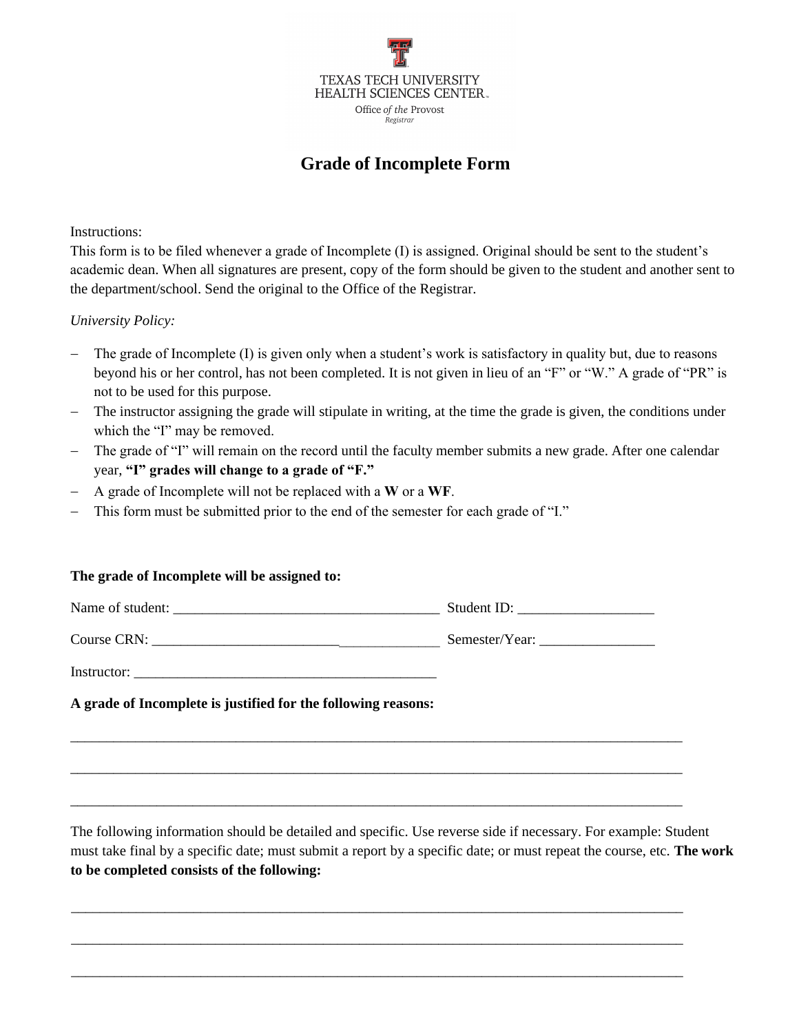TEXAS TECH UNIVERSITY
HEALTH SCIENCES CENTER.

Office *of the* Provost
*Registrar*

# Grade of Incomplete Form

Instructions:
This form is to be filed whenever a grade of Incomplete (I) is assigned. Original should be sent to the student's academic dean. When all signatures are present, copy of the form should be given to the student and another sent to the department/school. Send the original to the Office of the Registrar.

*University Policy:*

- The grade of Incomplete (I) is given only when a student's work is satisfactory in quality but, due to reasons beyond his or her control, has not been completed. It is not given in lieu of an "F" or "W." A grade of "PR" is not to be used for this purpose.
- The instructor assigning the grade will stipulate in writing, at the time the grade is given, the conditions under which the "I" may be removed.
- The grade of "I" will remain on the record until the faculty member submits a new grade. After one calendar year, **"I" grades will change to a grade of "F."**
- A grade of Incomplete will not be replaced with a **W** or a **WF**.
- This form must be submitted prior to the end of the semester for each grade of "I."

**The grade of Incomplete will be assigned to:**

Name of student: _____________________________________ Student ID: ___________________

Course CRN: _________________________________________ Semester/Year: ________________

Instructor: __________________________________________

**A grade of Incomplete is justified for the following reasons:**

_____________________________________________________________________________________

_____________________________________________________________________________________

_____________________________________________________________________________________

The following information should be detailed and specific. Use reverse side if necessary. For example: Student must take final by a specific date; must submit a report by a specific date; or must repeat the course, etc. **The work to be completed consists of the following:**

_____________________________________________________________________________________

_____________________________________________________________________________________

_____________________________________________________________________________________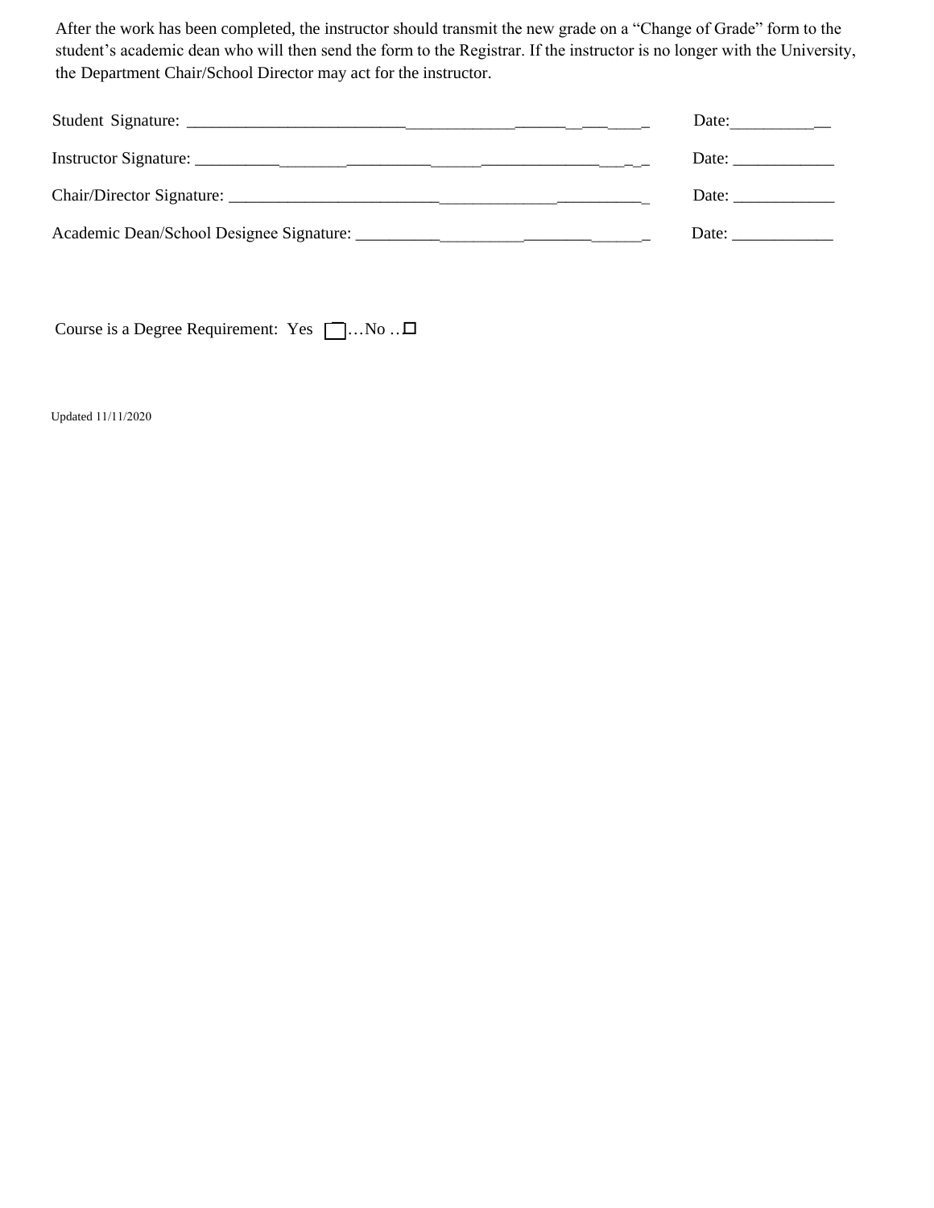After the work has been completed, the instructor should transmit the new grade on a "Change of Grade" form to the student's academic dean who will then send the form to the Registrar. If the instructor is no longer with the University, the Department Chair/School Director may act for the instructor.

Student Signature: ______________________________________________ Date: ____________

Instructor Signature: ______________________________________________ Date: ____________

Chair/Director Signature: ______________________________________________ Date: ____________

Academic Dean/School Designee Signature: ______________________________ Date: ____________

Course is a Degree Requirement: Yes ☐…No ..☐

Updated 11/11/2020